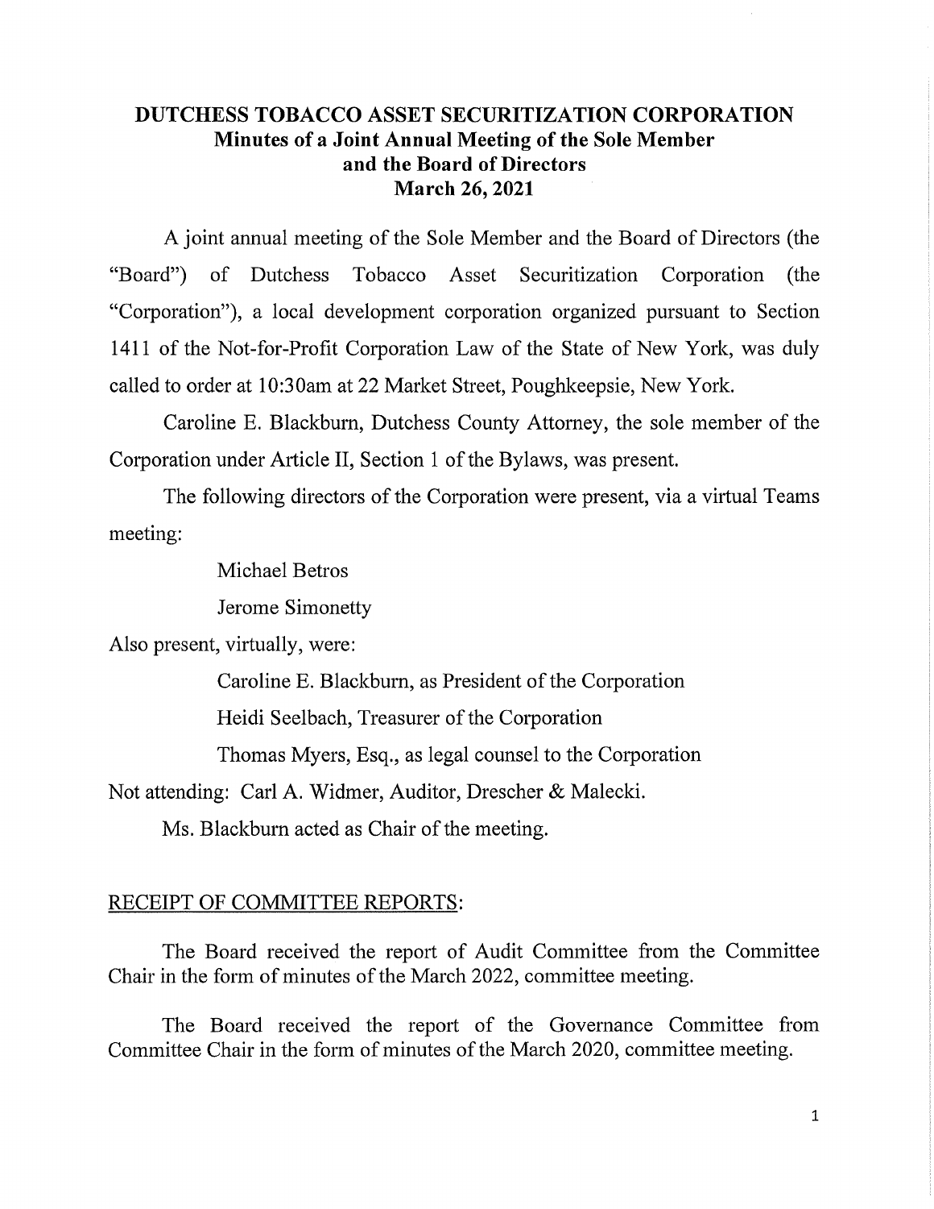# DUTCHESS TOBACCO ASSET SECURITIZATION CORPORATION
## Minutes of a Joint Annual Meeting of the Sole Member and the Board of Directors
## March 26, 2021

A joint annual meeting of the Sole Member and the Board of Directors (the "Board") of Dutchess Tobacco Asset Securitization Corporation (the "Corporation"), a local development corporation organized pursuant to Section 1411 of the Not-for-Profit Corporation Law of the State of New York, was duly called to order at 10:30am at 22 Market Street, Poughkeepsie, New York.

Caroline E. Blackburn, Dutchess County Attorney, the sole member of the Corporation under Article II, Section 1 of the Bylaws, was present.

The following directors of the Corporation were present, via a virtual Teams meeting:

Michael Betros

Jerome Simonetty

Also present, virtually, were:

Caroline E. Blackburn, as President of the Corporation

Heidi Seelbach, Treasurer of the Corporation

Thomas Myers, Esq., as legal counsel to the Corporation

Not attending: Carl A. Widmer, Auditor, Drescher & Malecki.

Ms. Blackburn acted as Chair of the meeting.

RECEIPT OF COMMITTEE REPORTS:

The Board received the report of Audit Committee from the Committee Chair in the form of minutes of the March 2022, committee meeting.

The Board received the report of the Governance Committee from Committee Chair in the form of minutes of the March 2020, committee meeting.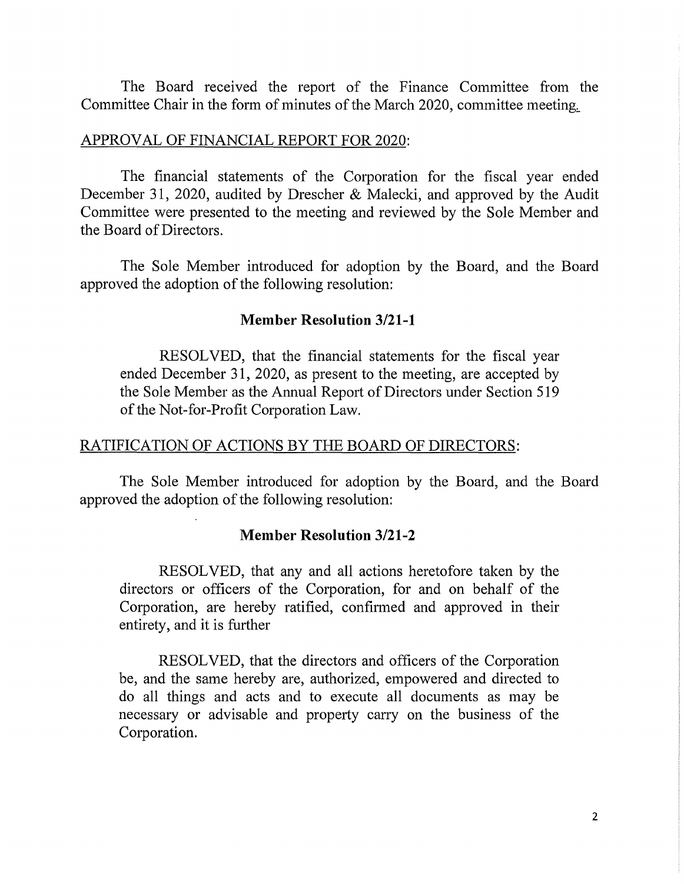The Board received the report of the Finance Committee from the Committee Chair in the form of minutes of the March 2020, committee meeting.

APPROVAL OF FINANCIAL REPORT FOR 2020:

The financial statements of the Corporation for the fiscal year ended December 31, 2020, audited by Drescher & Malecki, and approved by the Audit Committee were presented to the meeting and reviewed by the Sole Member and the Board of Directors.

The Sole Member introduced for adoption by the Board, and the Board approved the adoption of the following resolution:

**Member Resolution 3/21-1**

> RESOLVED, that the financial statements for the fiscal year ended December 31, 2020, as present to the meeting, are accepted by the Sole Member as the Annual Report of Directors under Section 519 of the Not-for-Profit Corporation Law.

RATIFICATION OF ACTIONS BY THE BOARD OF DIRECTORS:

The Sole Member introduced for adoption by the Board, and the Board approved the adoption of the following resolution:

**Member Resolution 3/21-2**

> RESOLVED, that any and all actions heretofore taken by the directors or officers of the Corporation, for and on behalf of the Corporation, are hereby ratified, confirmed and approved in their entirety, and it is further
>
> RESOLVED, that the directors and officers of the Corporation be, and the same hereby are, authorized, empowered and directed to do all things and acts and to execute all documents as may be necessary or advisable and property carry on the business of the Corporation.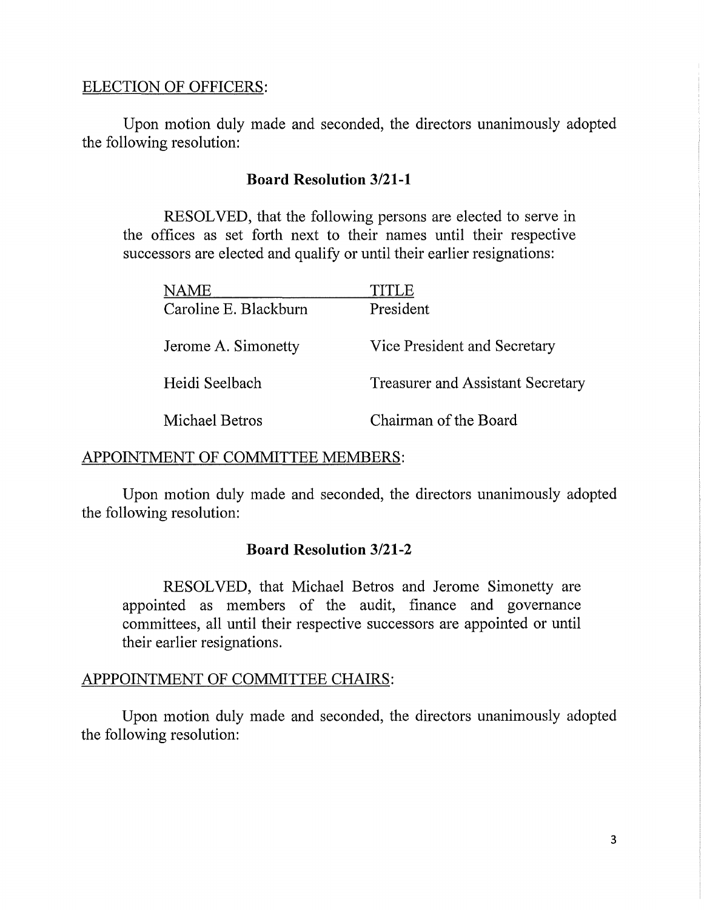ELECTION OF OFFICERS:

Upon motion duly made and seconded, the directors unanimously adopted the following resolution:

**Board Resolution 3/21-1**

RESOLVED, that the following persons are elected to serve in the offices as set forth next to their names until their respective successors are elected and qualify or until their earlier resignations:

| NAME | TITLE |
|---|---|
| Caroline E. Blackburn | President |
| Jerome A. Simonetty | Vice President and Secretary |
| Heidi Seelbach | Treasurer and Assistant Secretary |
| Michael Betros | Chairman of the Board |

APPOINTMENT OF COMMITTEE MEMBERS:

Upon motion duly made and seconded, the directors unanimously adopted the following resolution:

**Board Resolution 3/21-2**

RESOLVED, that Michael Betros and Jerome Simonetty are appointed as members of the audit, finance and governance committees, all until their respective successors are appointed or until their earlier resignations.

APPPOINTMENT OF COMMITTEE CHAIRS:

Upon motion duly made and seconded, the directors unanimously adopted the following resolution: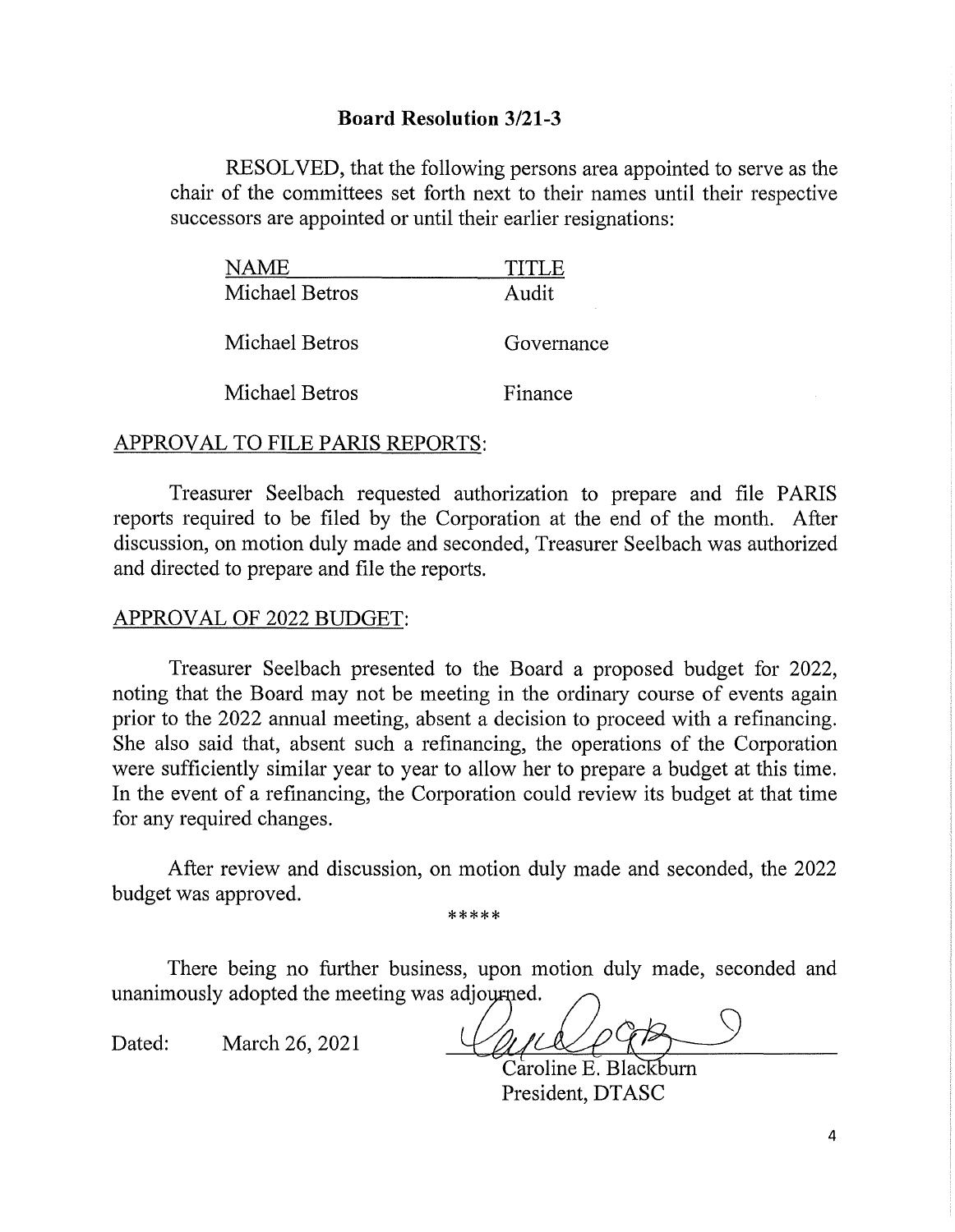### Board Resolution 3/21-3

RESOLVED, that the following persons area appointed to serve as the chair of the committees set forth next to their names until their respective successors are appointed or until their earlier resignations:

| NAME | TITLE |
|---|---|
| Michael Betros | Audit |
| Michael Betros | Governance |
| Michael Betros | Finance |

APPROVAL TO FILE PARIS REPORTS:

Treasurer Seelbach requested authorization to prepare and file PARIS reports required to be filed by the Corporation at the end of the month. After discussion, on motion duly made and seconded, Treasurer Seelbach was authorized and directed to prepare and file the reports.

APPROVAL OF 2022 BUDGET:

Treasurer Seelbach presented to the Board a proposed budget for 2022, noting that the Board may not be meeting in the ordinary course of events again prior to the 2022 annual meeting, absent a decision to proceed with a refinancing. She also said that, absent such a refinancing, the operations of the Corporation were sufficiently similar year to year to allow her to prepare a budget at this time. In the event of a refinancing, the Corporation could review its budget at that time for any required changes.

After review and discussion, on motion duly made and seconded, the 2022 budget was approved.

*****

There being no further business, upon motion duly made, seconded and unanimously adopted the meeting was adjourned.

Dated: March 26, 2021

Caroline E. Blackburn
President, DTASC